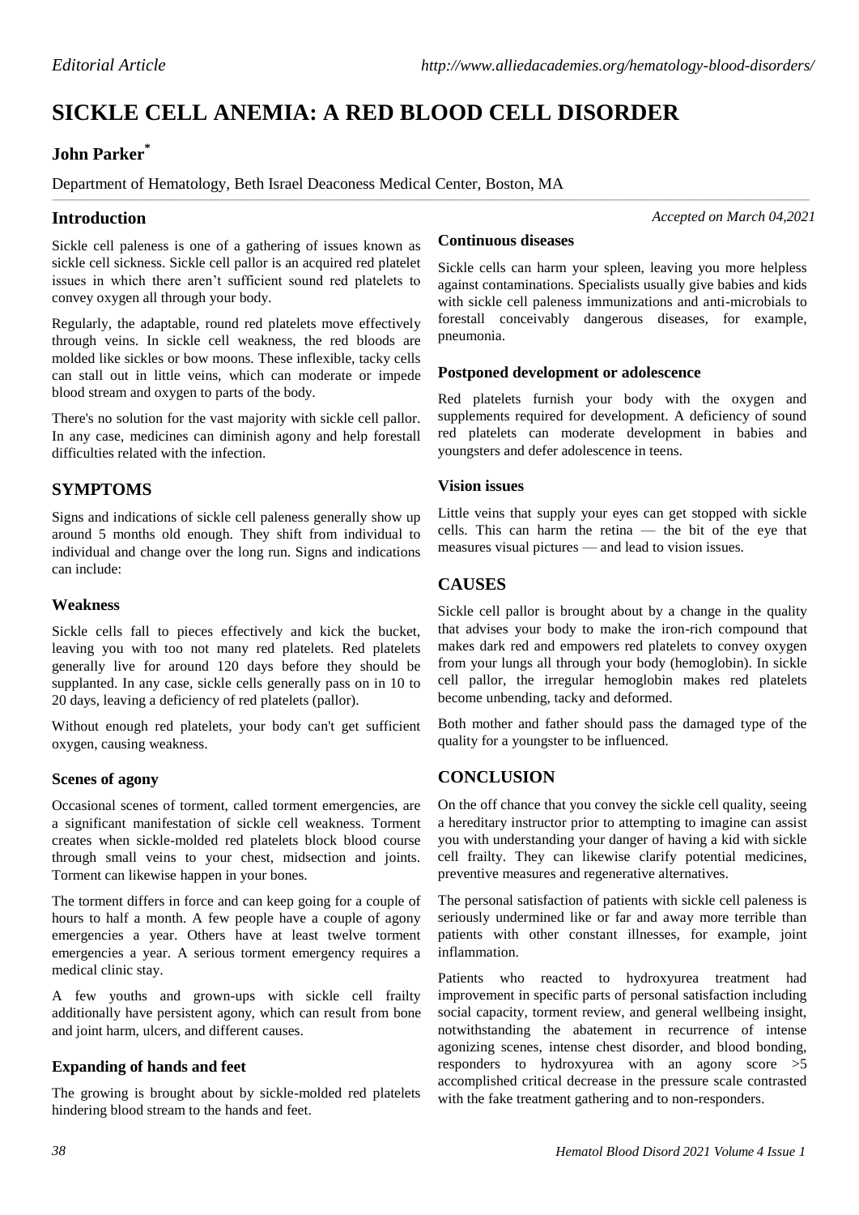*Editorial Article*

# SICKLE CELL ANEMIA: A RED BLOOD CELL DISORDER

**John Parker***

Department of Hematology, Beth Israel Deaconess Medical Center, Boston, MA

*Accepted on March 04,2021*

## Introduction

Sickle cell paleness is one of a gathering of issues known as sickle cell sickness. Sickle cell pallor is an acquired red platelet issues in which there aren't sufficient sound red platelets to convey oxygen all through your body.

Regularly, the adaptable, round red platelets move effectively through veins. In sickle cell weakness, the red bloods are molded like sickles or bow moons. These inflexible, tacky cells can stall out in little veins, which can moderate or impede blood stream and oxygen to parts of the body.

There's no solution for the vast majority with sickle cell pallor. In any case, medicines can diminish agony and help forestall difficulties related with the infection.

## SYMPTOMS

Signs and indications of sickle cell paleness generally show up around 5 months old enough. They shift from individual to individual and change over the long run. Signs and indications can include:

### Weakness

Sickle cells fall to pieces effectively and kick the bucket, leaving you with too not many red platelets. Red platelets generally live for around 120 days before they should be supplanted. In any case, sickle cells generally pass on in 10 to 20 days, leaving a deficiency of red platelets (pallor).

Without enough red platelets, your body can't get sufficient oxygen, causing weakness.

### Scenes of agony

Occasional scenes of torment, called torment emergencies, are a significant manifestation of sickle cell weakness. Torment creates when sickle-molded red platelets block blood course through small veins to your chest, midsection and joints. Torment can likewise happen in your bones.

The torment differs in force and can keep going for a couple of hours to half a month. A few people have a couple of agony emergencies a year. Others have at least twelve torment emergencies a year. A serious torment emergency requires a medical clinic stay.

A few youths and grown-ups with sickle cell frailty additionally have persistent agony, which can result from bone and joint harm, ulcers, and different causes.

### Expanding of hands and feet

The growing is brought about by sickle-molded red platelets hindering blood stream to the hands and feet.

### Continuous diseases

Sickle cells can harm your spleen, leaving you more helpless against contaminations. Specialists usually give babies and kids with sickle cell paleness immunizations and anti-microbials to forestall conceivably dangerous diseases, for example, pneumonia.

### Postponed development or adolescence

Red platelets furnish your body with the oxygen and supplements required for development. A deficiency of sound red platelets can moderate development in babies and youngsters and defer adolescence in teens.

### Vision issues

Little veins that supply your eyes can get stopped with sickle cells. This can harm the retina — the bit of the eye that measures visual pictures — and lead to vision issues.

## CAUSES

Sickle cell pallor is brought about by a change in the quality that advises your body to make the iron-rich compound that makes dark red and empowers red platelets to convey oxygen from your lungs all through your body (hemoglobin). In sickle cell pallor, the irregular hemoglobin makes red platelets become unbending, tacky and deformed.

Both mother and father should pass the damaged type of the quality for a youngster to be influenced.

## CONCLUSION

On the off chance that you convey the sickle cell quality, seeing a hereditary instructor prior to attempting to imagine can assist you with understanding your danger of having a kid with sickle cell frailty. They can likewise clarify potential medicines, preventive measures and regenerative alternatives.

The personal satisfaction of patients with sickle cell paleness is seriously undermined like or far and away more terrible than patients with other constant illnesses, for example, joint inflammation.

Patients who reacted to hydroxyurea treatment had improvement in specific parts of personal satisfaction including social capacity, torment review, and general wellbeing insight, notwithstanding the abatement in recurrence of intense agonizing scenes, intense chest disorder, and blood bonding, responders to hydroxyurea with an agony score >5 accomplished critical decrease in the pressure scale contrasted with the fake treatment gathering and to non-responders.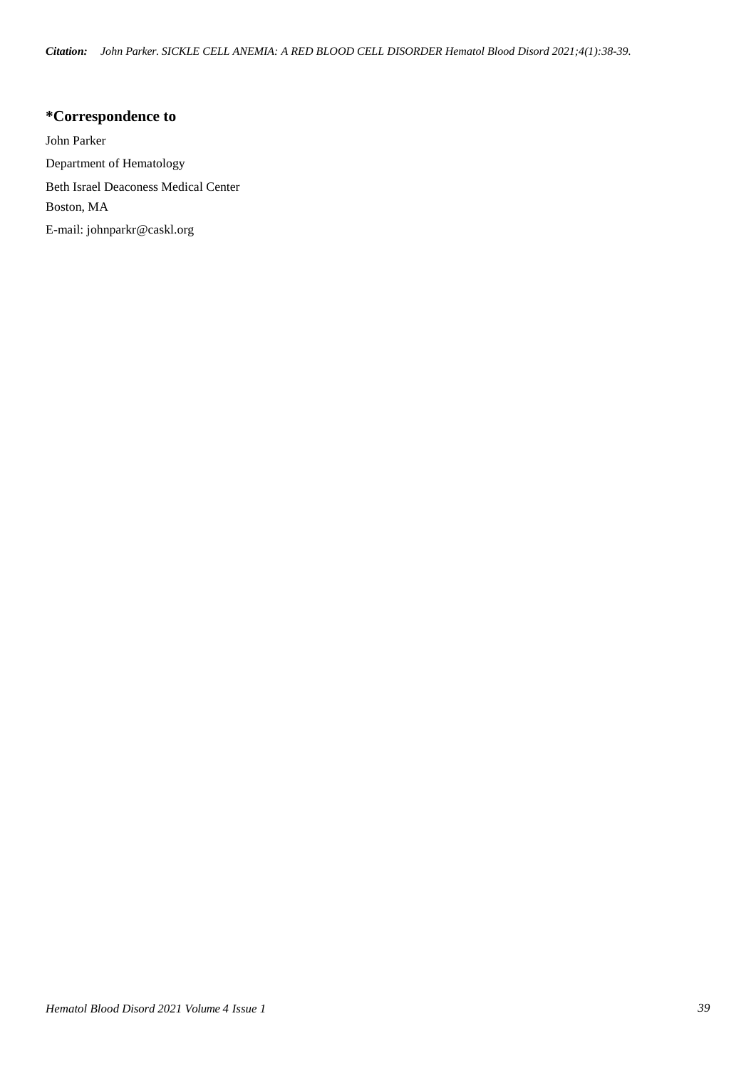***Citation:*** *John Parker. SICKLE CELL ANEMIA: A RED BLOOD CELL DISORDER Hematol Blood Disord 2021;4(1):38-39.*

### *Correspondence to

John Parker

Department of Hematology

Beth Israel Deaconess Medical Center

Boston, MA

E-mail: johnparkr@caskl.org